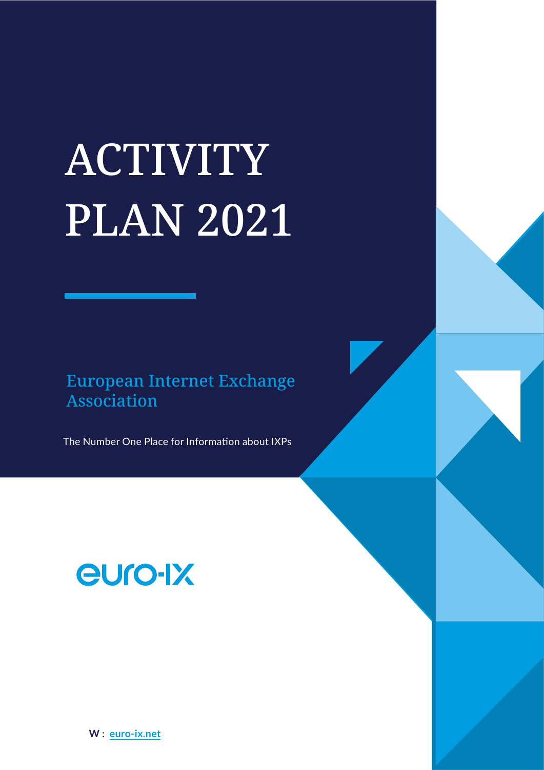# ACTIVITY PLAN 2021

European Internet Exchange Association

The Number One Place for Information about IXPs

euro-IX

W : euro-ix.net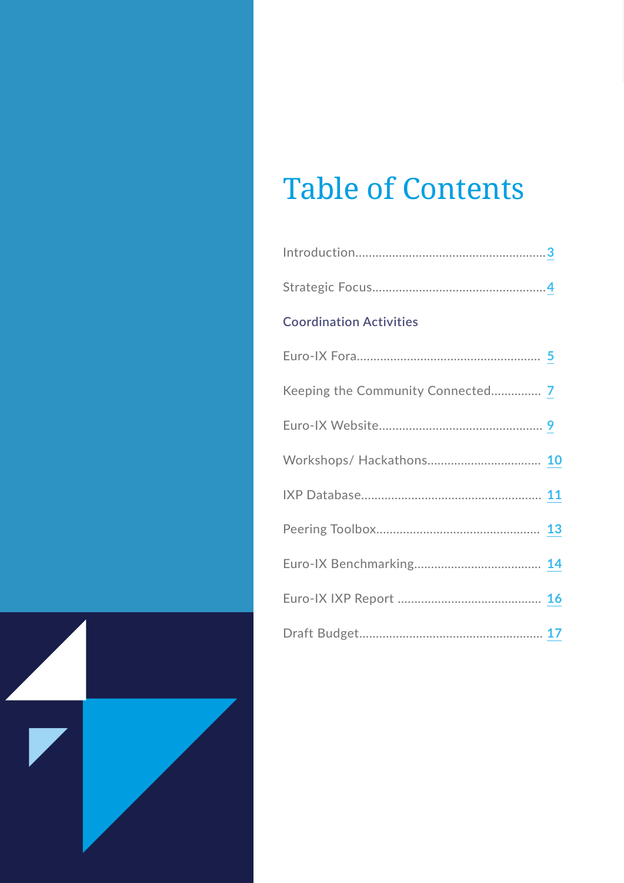# Table of Contents

Introduction........................................................3

Strategic Focus....................................................4

## Coordination Activities

Euro-IX Fora...................................................... 5

Keeping the Community Connected............... 7

Euro-IX Website................................................ 9

Workshops/ Hackathons................................. 10

IXP Database..................................................... 11

Peering Toolbox................................................ 13

Euro-IX Benchmarking..................................... 14

Euro-IX IXP Report .......................................... 16

Draft Budget...................................................... 17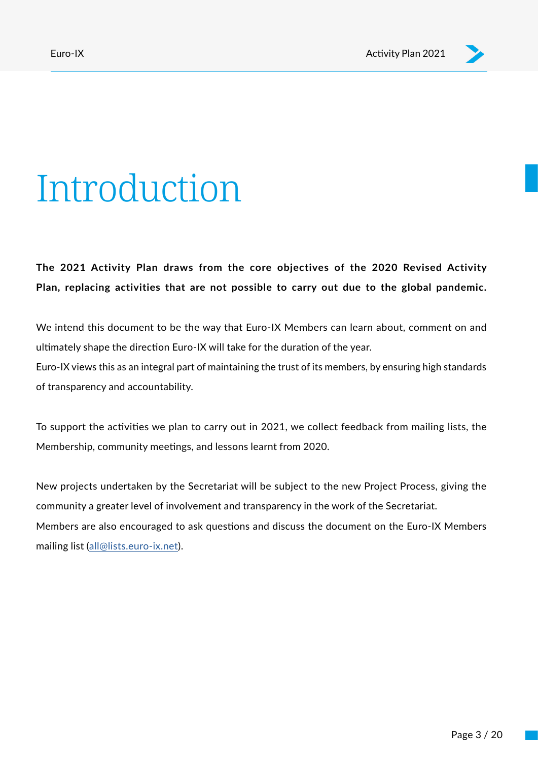# Introduction

**The 2021 Activity Plan draws from the core objectives of the 2020 Revised Activity Plan, replacing activities that are not possible to carry out due to the global pandemic.**

We intend this document to be the way that Euro-IX Members can learn about, comment on and ultimately shape the direction Euro-IX will take for the duration of the year.
Euro-IX views this as an integral part of maintaining the trust of its members, by ensuring high standards of transparency and accountability.

To support the activities we plan to carry out in 2021, we collect feedback from mailing lists, the Membership, community meetings, and lessons learnt from 2020.

New projects undertaken by the Secretariat will be subject to the new Project Process, giving the community a greater level of involvement and transparency in the work of the Secretariat.
Members are also encouraged to ask questions and discuss the document on the Euro-IX Members mailing list (all@lists.euro-ix.net).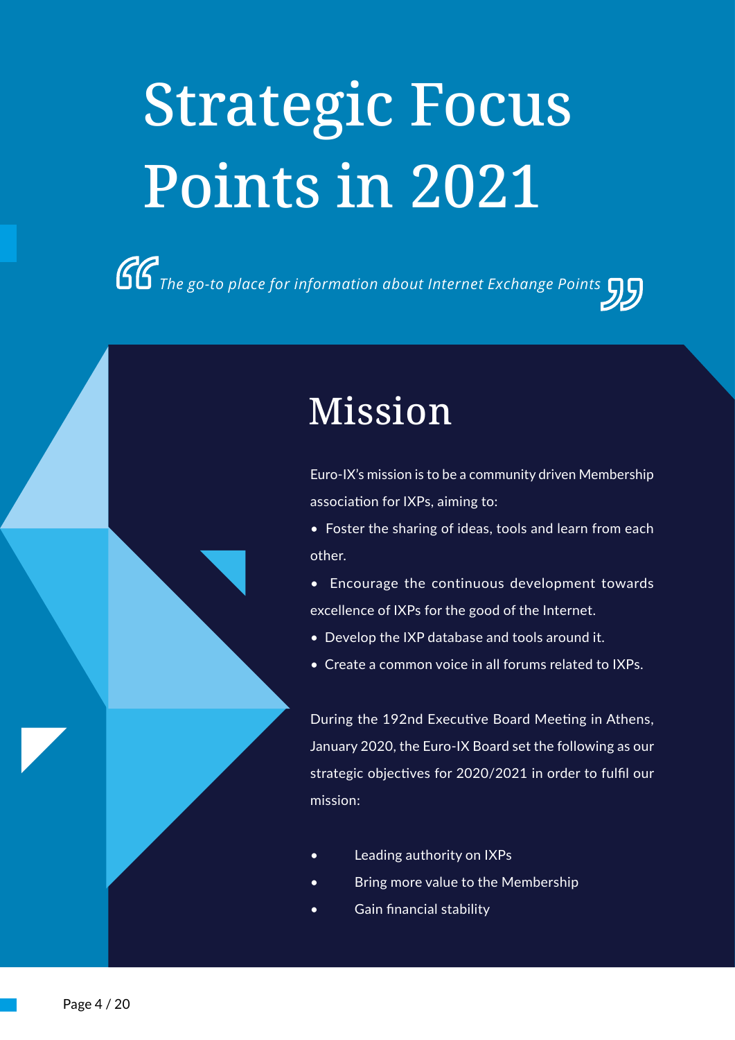# Strategic Focus Points in 2021

*The go-to place for information about Internet Exchange Points*

## Mission

Euro-IX's mission is to be a community driven Membership association for IXPs, aiming to:

- Foster the sharing of ideas, tools and learn from each other.
- Encourage the continuous development towards excellence of IXPs for the good of the Internet.
- Develop the IXP database and tools around it.
- Create a common voice in all forums related to IXPs.

During the 192nd Executive Board Meeting in Athens, January 2020, the Euro-IX Board set the following as our strategic objectives for 2020/2021 in order to fulfil our mission:

- Leading authority on IXPs
- Bring more value to the Membership
- Gain financial stability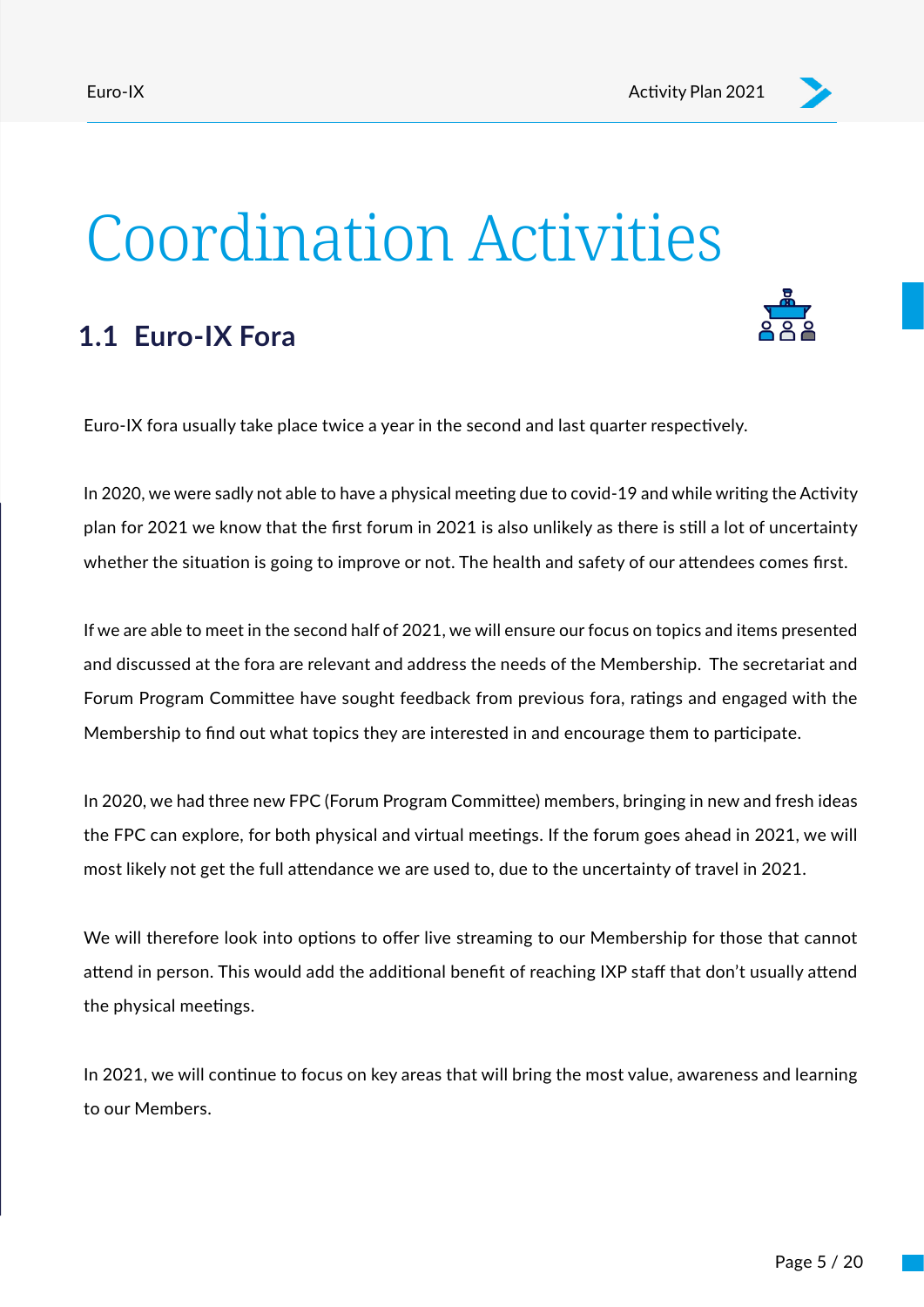# Coordination Activities

## 1.1 Euro-IX Fora

Euro-IX fora usually take place twice a year in the second and last quarter respectively.

In 2020, we were sadly not able to have a physical meeting due to covid-19 and while writing the Activity plan for 2021 we know that the first forum in 2021 is also unlikely as there is still a lot of uncertainty whether the situation is going to improve or not. The health and safety of our attendees comes first.

If we are able to meet in the second half of 2021, we will ensure our focus on topics and items presented and discussed at the fora are relevant and address the needs of the Membership. The secretariat and Forum Program Committee have sought feedback from previous fora, ratings and engaged with the Membership to find out what topics they are interested in and encourage them to participate.

In 2020, we had three new FPC (Forum Program Committee) members, bringing in new and fresh ideas the FPC can explore, for both physical and virtual meetings. If the forum goes ahead in 2021, we will most likely not get the full attendance we are used to, due to the uncertainty of travel in 2021.

We will therefore look into options to offer live streaming to our Membership for those that cannot attend in person. This would add the additional benefit of reaching IXP staff that don't usually attend the physical meetings.

In 2021, we will continue to focus on key areas that will bring the most value, awareness and learning to our Members.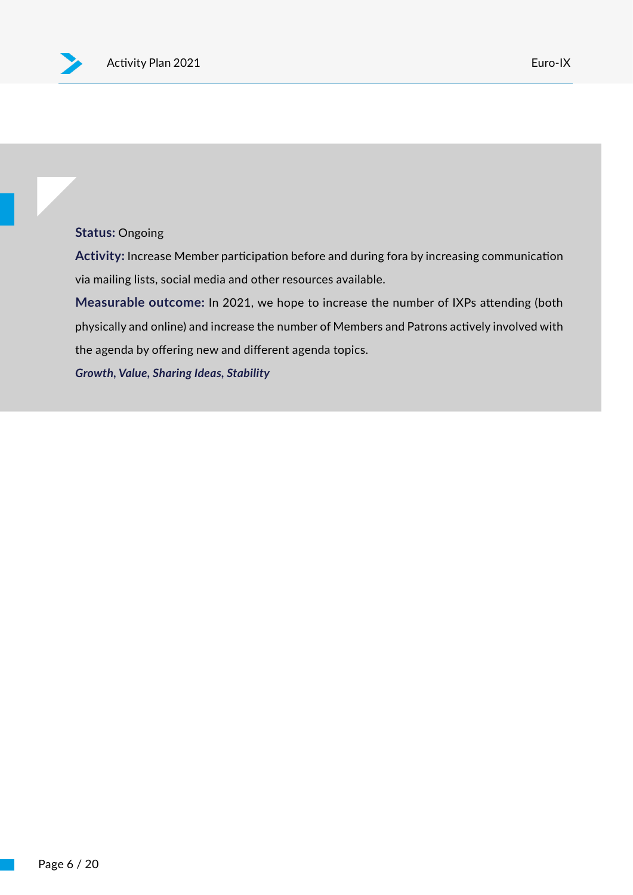**Status:** Ongoing

**Activity:** Increase Member participation before and during fora by increasing communication via mailing lists, social media and other resources available.

**Measurable outcome:** In 2021, we hope to increase the number of IXPs attending (both physically and online) and increase the number of Members and Patrons actively involved with the agenda by offering new and different agenda topics.

***Growth, Value, Sharing Ideas, Stability***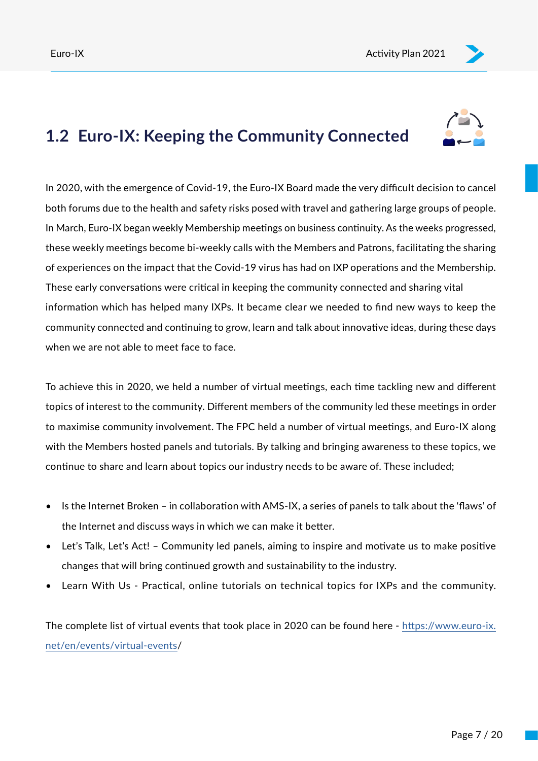## 1.2 Euro-IX: Keeping the Community Connected

In 2020, with the emergence of Covid-19, the Euro-IX Board made the very difficult decision to cancel both forums due to the health and safety risks posed with travel and gathering large groups of people. In March, Euro-IX began weekly Membership meetings on business continuity. As the weeks progressed, these weekly meetings become bi-weekly calls with the Members and Patrons, facilitating the sharing of experiences on the impact that the Covid-19 virus has had on IXP operations and the Membership. These early conversations were critical in keeping the community connected and sharing vital information which has helped many IXPs. It became clear we needed to find new ways to keep the community connected and continuing to grow, learn and talk about innovative ideas, during these days when we are not able to meet face to face.

To achieve this in 2020, we held a number of virtual meetings, each time tackling new and different topics of interest to the community. Different members of the community led these meetings in order to maximise community involvement. The FPC held a number of virtual meetings, and Euro-IX along with the Members hosted panels and tutorials. By talking and bringing awareness to these topics, we continue to share and learn about topics our industry needs to be aware of. These included;

- Is the Internet Broken – in collaboration with AMS-IX, a series of panels to talk about the 'flaws' of the Internet and discuss ways in which we can make it better.
- Let's Talk, Let's Act! – Community led panels, aiming to inspire and motivate us to make positive changes that will bring continued growth and sustainability to the industry.
- Learn With Us - Practical, online tutorials on technical topics for IXPs and the community.

The complete list of virtual events that took place in 2020 can be found here - https://www.euro-ix.net/en/events/virtual-events/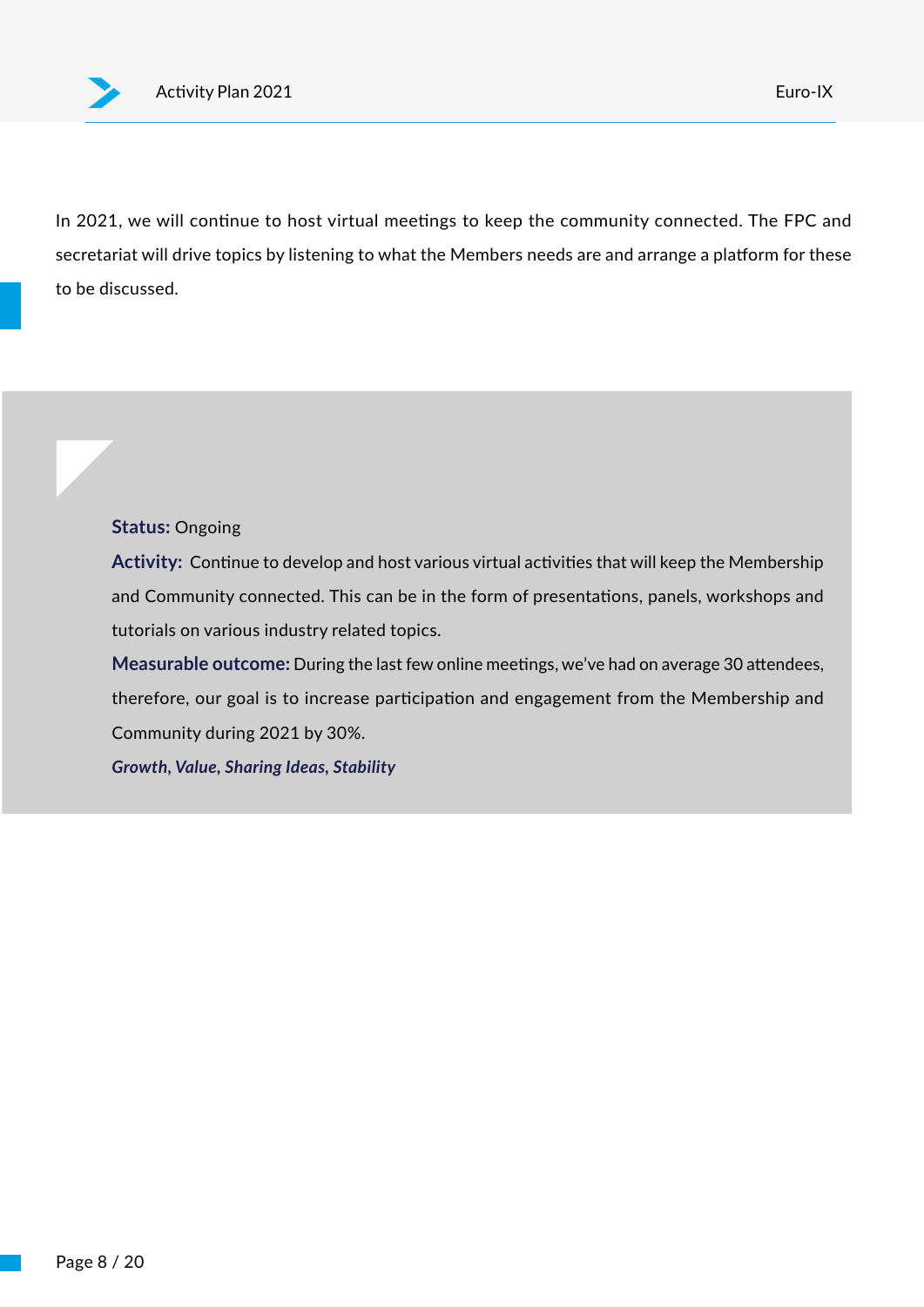In 2021, we will continue to host virtual meetings to keep the community connected. The FPC and secretariat will drive topics by listening to what the Members needs are and arrange a platform for these to be discussed.

**Status:** Ongoing

**Activity:** Continue to develop and host various virtual activities that will keep the Membership and Community connected. This can be in the form of presentations, panels, workshops and tutorials on various industry related topics.

**Measurable outcome:** During the last few online meetings, we've had on average 30 attendees, therefore, our goal is to increase participation and engagement from the Membership and Community during 2021 by 30%.

***Growth, Value, Sharing Ideas, Stability***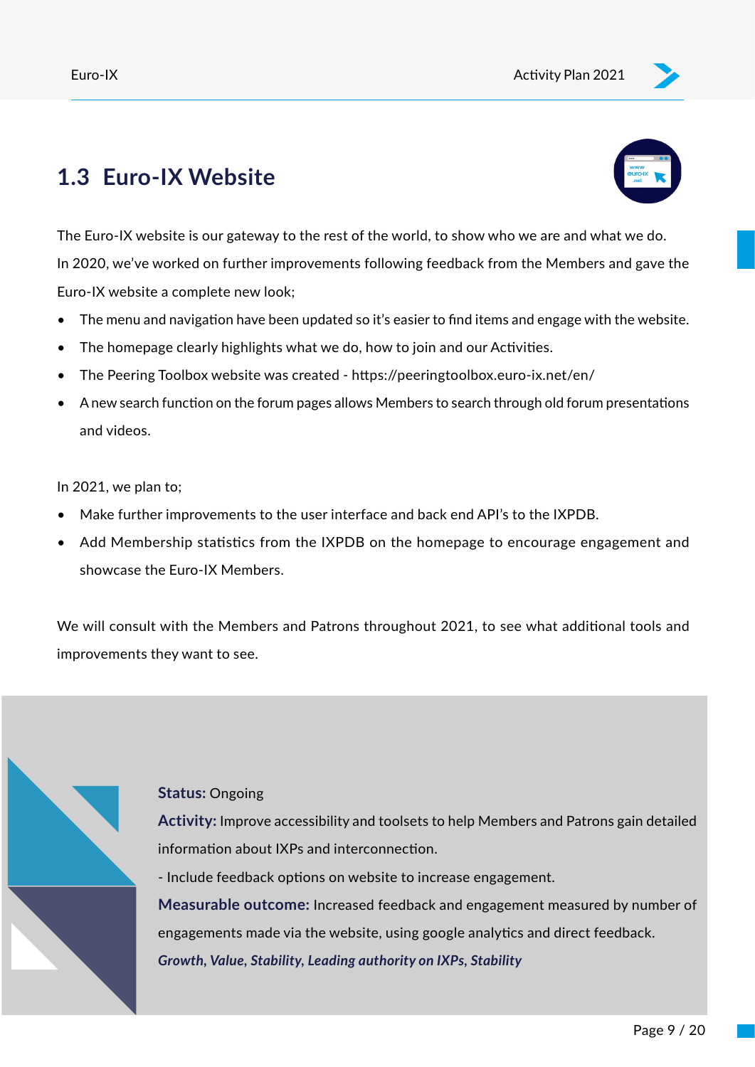## 1.3 Euro-IX Website

The Euro-IX website is our gateway to the rest of the world, to show who we are and what we do. In 2020, we've worked on further improvements following feedback from the Members and gave the Euro-IX website a complete new look;

- The menu and navigation have been updated so it's easier to find items and engage with the website.
- The homepage clearly highlights what we do, how to join and our Activities.
- The Peering Toolbox website was created - https://peeringtoolbox.euro-ix.net/en/
- A new search function on the forum pages allows Members to search through old forum presentations and videos.

In 2021, we plan to;

- Make further improvements to the user interface and back end API's to the IXPDB.
- Add Membership statistics from the IXPDB on the homepage to encourage engagement and showcase the Euro-IX Members.

We will consult with the Members and Patrons throughout 2021, to see what additional tools and improvements they want to see.

**Status:** Ongoing

**Activity:** Improve accessibility and toolsets to help Members and Patrons gain detailed information about IXPs and interconnection.

- Include feedback options on website to increase engagement.

**Measurable outcome:** Increased feedback and engagement measured by number of engagements made via the website, using google analytics and direct feedback.

***Growth, Value, Stability, Leading authority on IXPs, Stability***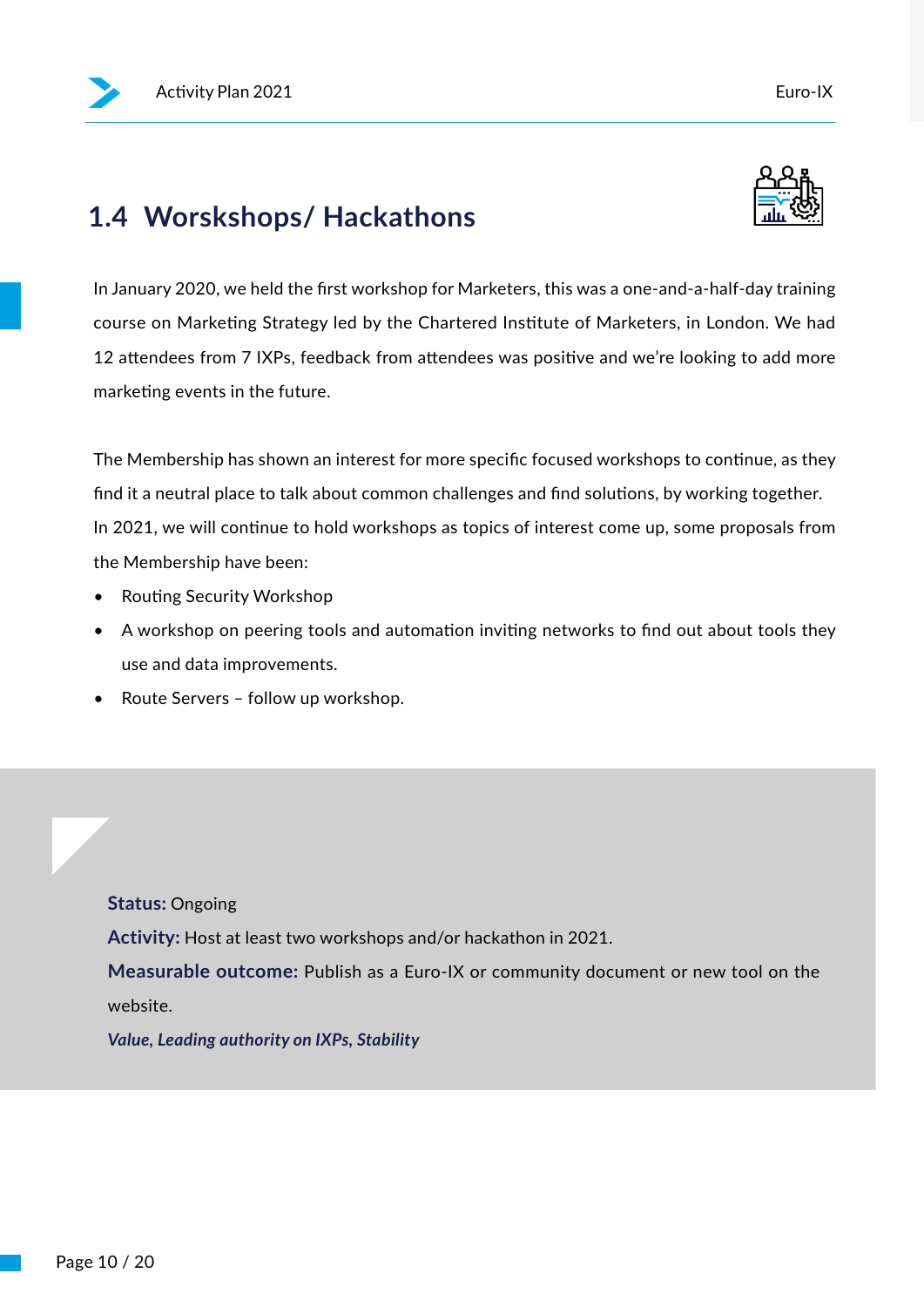## 1.4 Worskshops/ Hackathons

In January 2020, we held the first workshop for Marketers, this was a one-and-a-half-day training course on Marketing Strategy led by the Chartered Institute of Marketers, in London. We had 12 attendees from 7 IXPs, feedback from attendees was positive and we're looking to add more marketing events in the future.

The Membership has shown an interest for more specific focused workshops to continue, as they find it a neutral place to talk about common challenges and find solutions, by working together. In 2021, we will continue to hold workshops as topics of interest come up, some proposals from the Membership have been:

- Routing Security Workshop
- A workshop on peering tools and automation inviting networks to find out about tools they use and data improvements.
- Route Servers – follow up workshop.

**Status:** Ongoing

**Activity:** Host at least two workshops and/or hackathon in 2021.

**Measurable outcome:** Publish as a Euro-IX or community document or new tool on the website.

***Value, Leading authority on IXPs, Stability***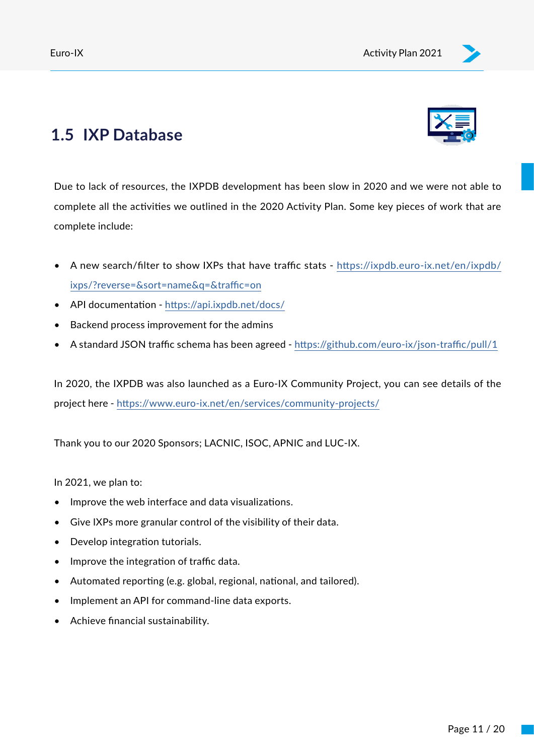## 1.5 IXP Database

Due to lack of resources, the IXPDB development has been slow in 2020 and we were not able to complete all the activities we outlined in the 2020 Activity Plan. Some key pieces of work that are complete include:

- A new search/filter to show IXPs that have traffic stats - https://ixpdb.euro-ix.net/en/ixpdb/ixps/?reverse=&sort=name&q=&traffic=on
- API documentation - https://api.ixpdb.net/docs/
- Backend process improvement for the admins
- A standard JSON traffic schema has been agreed - https://github.com/euro-ix/json-traffic/pull/1

In 2020, the IXPDB was also launched as a Euro-IX Community Project, you can see details of the project here - https://www.euro-ix.net/en/services/community-projects/

Thank you to our 2020 Sponsors; LACNIC, ISOC, APNIC and LUC-IX.

In 2021, we plan to:

- Improve the web interface and data visualizations.
- Give IXPs more granular control of the visibility of their data.
- Develop integration tutorials.
- Improve the integration of traffic data.
- Automated reporting (e.g. global, regional, national, and tailored).
- Implement an API for command-line data exports.
- Achieve financial sustainability.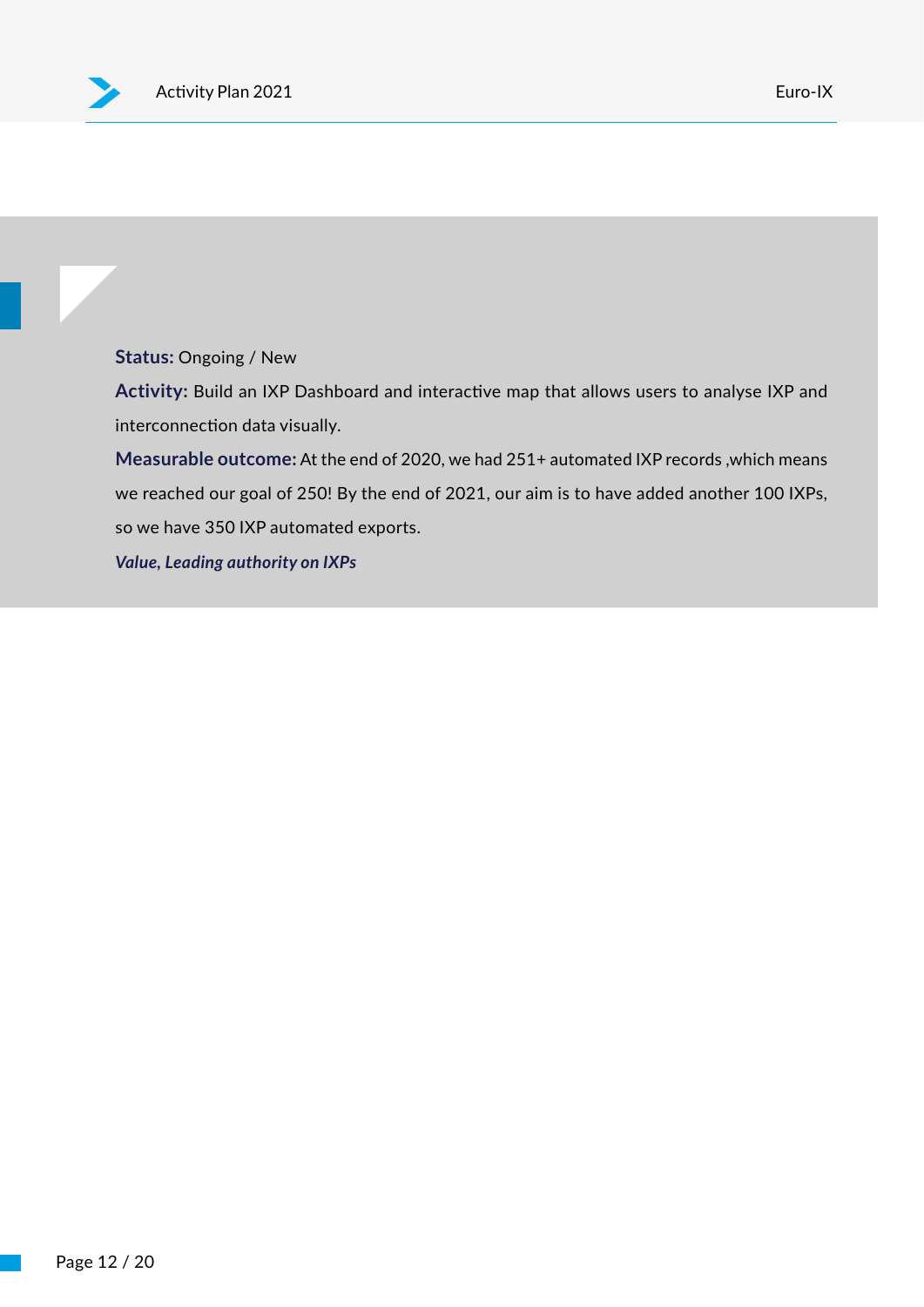**Status:** Ongoing / New

**Activity:** Build an IXP Dashboard and interactive map that allows users to analyse IXP and interconnection data visually.

**Measurable outcome:** At the end of 2020, we had 251+ automated IXP records ,which means we reached our goal of 250! By the end of 2021, our aim is to have added another 100 IXPs, so we have 350 IXP automated exports.

***Value, Leading authority on IXPs***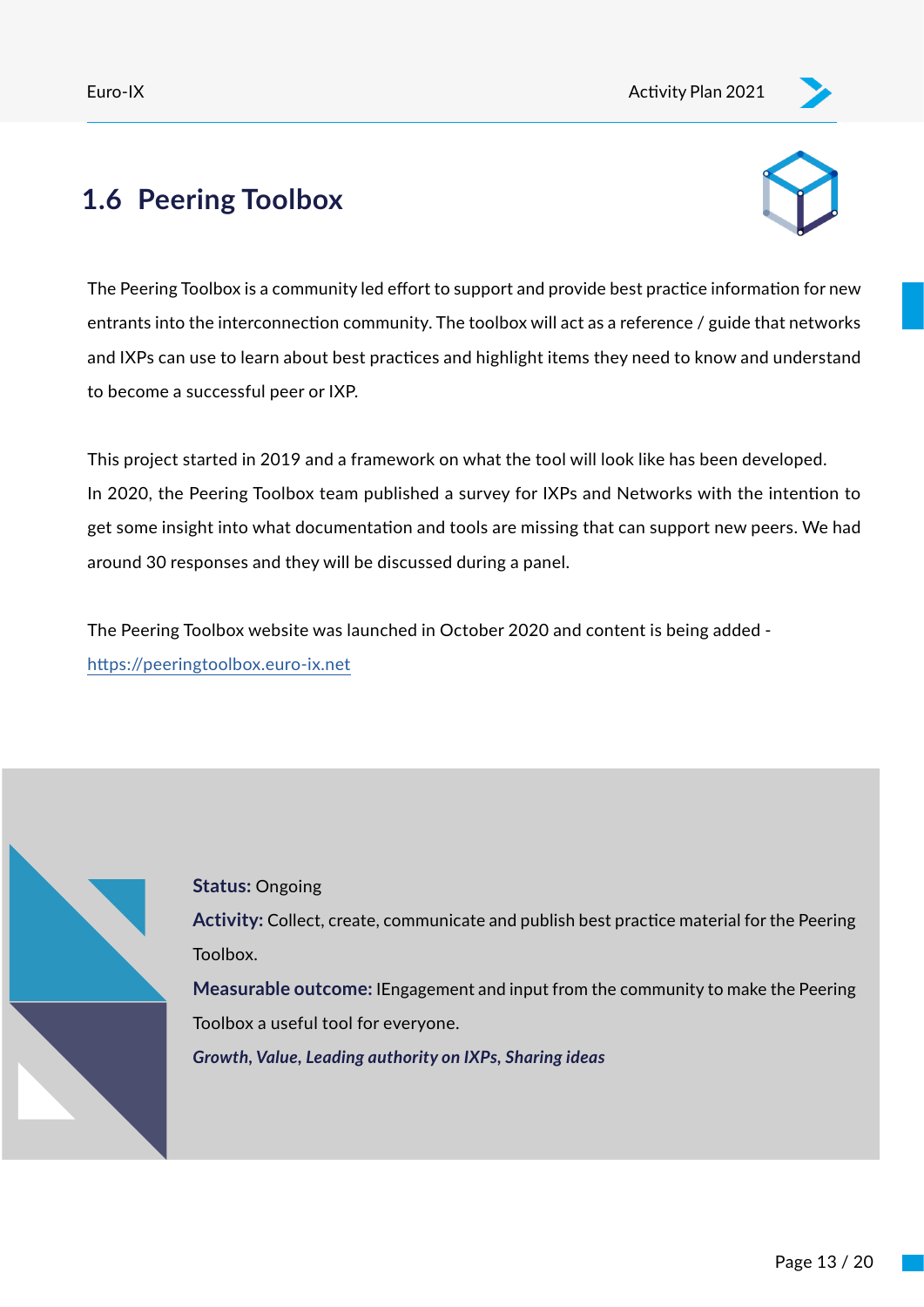## 1.6 Peering Toolbox

The Peering Toolbox is a community led effort to support and provide best practice information for new entrants into the interconnection community. The toolbox will act as a reference / guide that networks and IXPs can use to learn about best practices and highlight items they need to know and understand to become a successful peer or IXP.

This project started in 2019 and a framework on what the tool will look like has been developed. In 2020, the Peering Toolbox team published a survey for IXPs and Networks with the intention to get some insight into what documentation and tools are missing that can support new peers. We had around 30 responses and they will be discussed during a panel.

The Peering Toolbox website was launched in October 2020 and content is being added - [https://peeringtoolbox.euro-ix.net](https://peeringtoolbox.euro-ix.net)

**Status:** Ongoing

**Activity:** Collect, create, communicate and publish best practice material for the Peering Toolbox.

**Measurable outcome:** IEngagement and input from the community to make the Peering Toolbox a useful tool for everyone.

***Growth, Value, Leading authority on IXPs, Sharing ideas***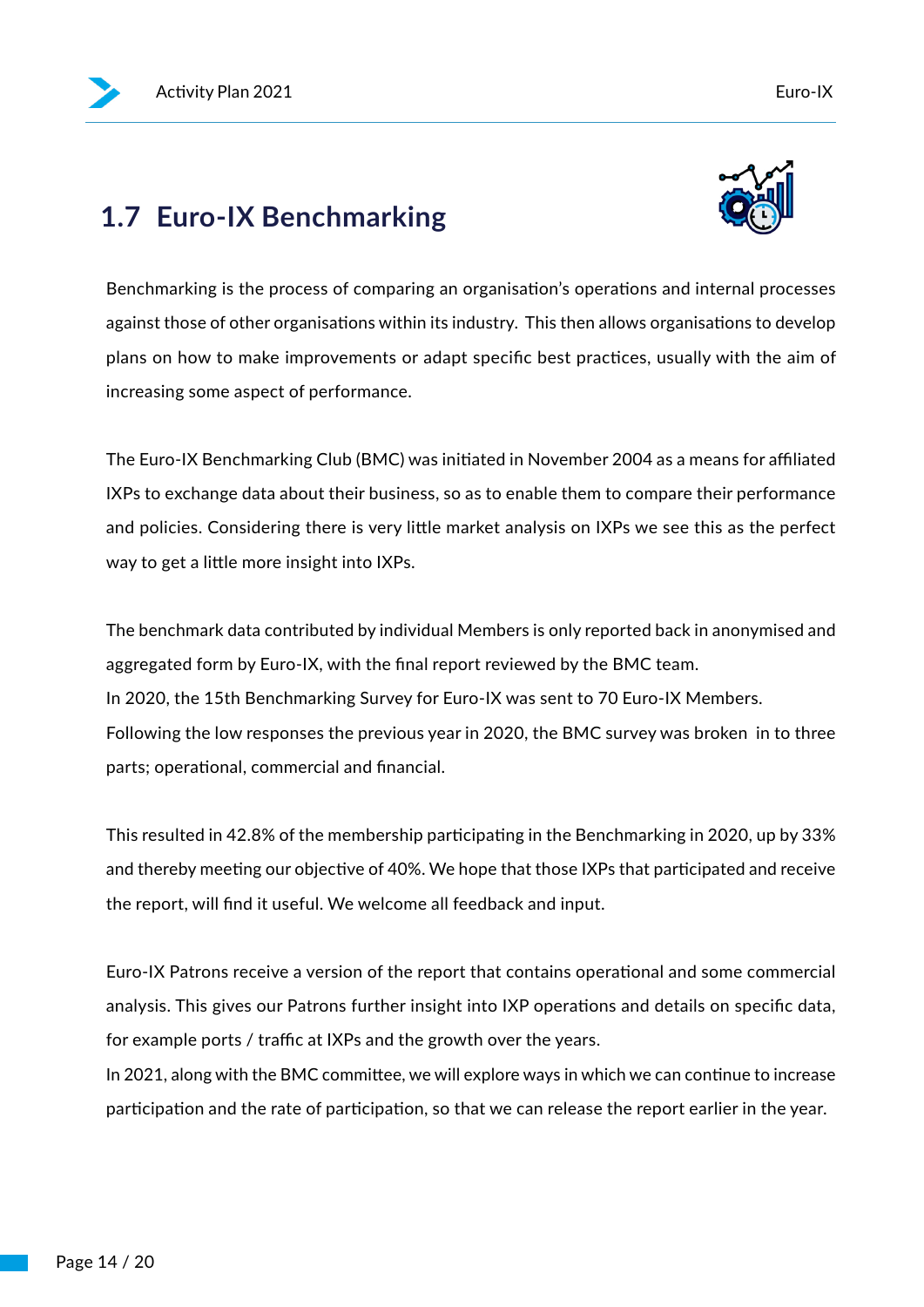## 1.7 Euro-IX Benchmarking

Benchmarking is the process of comparing an organisation's operations and internal processes against those of other organisations within its industry. This then allows organisations to develop plans on how to make improvements or adapt specific best practices, usually with the aim of increasing some aspect of performance.

The Euro-IX Benchmarking Club (BMC) was initiated in November 2004 as a means for affiliated IXPs to exchange data about their business, so as to enable them to compare their performance and policies. Considering there is very little market analysis on IXPs we see this as the perfect way to get a little more insight into IXPs.

The benchmark data contributed by individual Members is only reported back in anonymised and aggregated form by Euro-IX, with the final report reviewed by the BMC team.
In 2020, the 15th Benchmarking Survey for Euro-IX was sent to 70 Euro-IX Members.
Following the low responses the previous year in 2020, the BMC survey was broken in to three parts; operational, commercial and financial.

This resulted in 42.8% of the membership participating in the Benchmarking in 2020, up by 33% and thereby meeting our objective of 40%. We hope that those IXPs that participated and receive the report, will find it useful. We welcome all feedback and input.

Euro-IX Patrons receive a version of the report that contains operational and some commercial analysis. This gives our Patrons further insight into IXP operations and details on specific data, for example ports / traffic at IXPs and the growth over the years.
In 2021, along with the BMC committee, we will explore ways in which we can continue to increase participation and the rate of participation, so that we can release the report earlier in the year.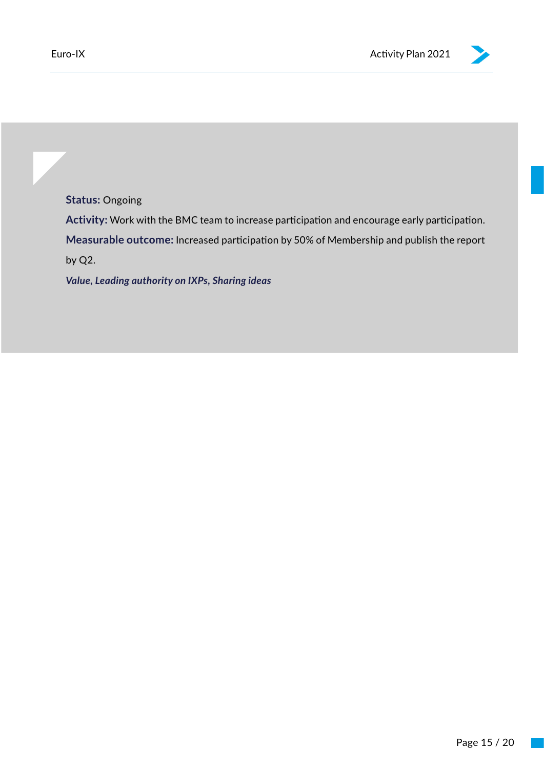**Status:** Ongoing

**Activity:** Work with the BMC team to increase participation and encourage early participation.

**Measurable outcome:** Increased participation by 50% of Membership and publish the report by Q2.

***Value, Leading authority on IXPs, Sharing ideas***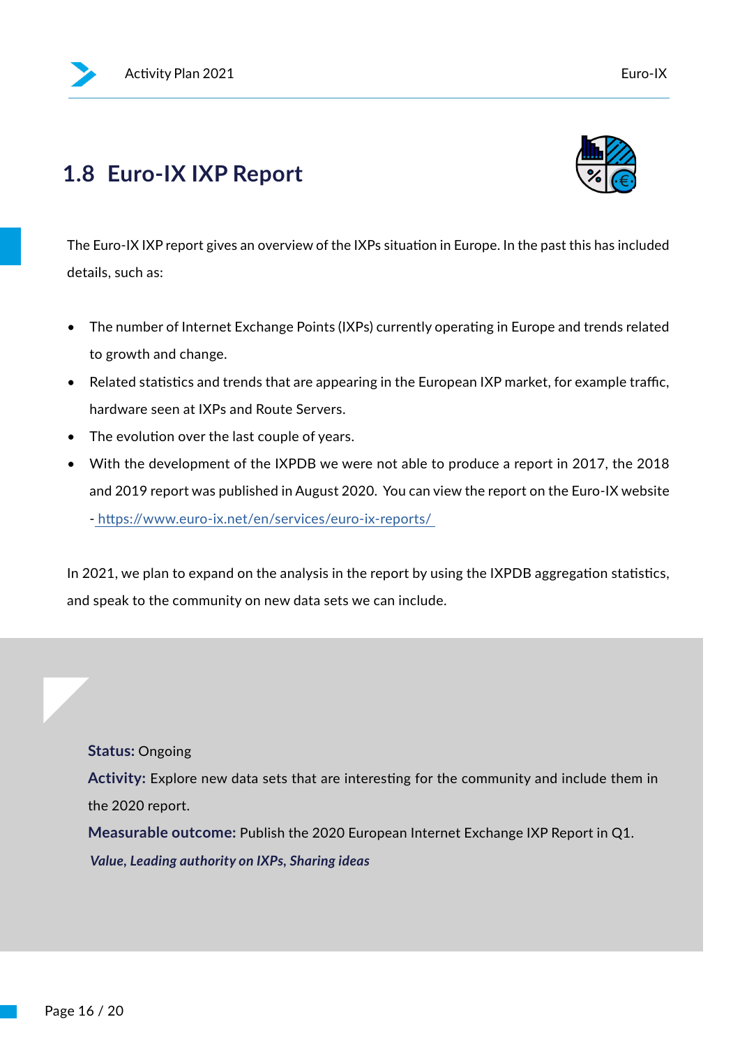## 1.8 Euro-IX IXP Report

The Euro-IX IXP report gives an overview of the IXPs situation in Europe. In the past this has included details, such as:

- The number of Internet Exchange Points (IXPs) currently operating in Europe and trends related to growth and change.
- Related statistics and trends that are appearing in the European IXP market, for example traffic, hardware seen at IXPs and Route Servers.
- The evolution over the last couple of years.
- With the development of the IXPDB we were not able to produce a report in 2017, the 2018 and 2019 report was published in August 2020. You can view the report on the Euro-IX website - https://www.euro-ix.net/en/services/euro-ix-reports/

In 2021, we plan to expand on the analysis in the report by using the IXPDB aggregation statistics, and speak to the community on new data sets we can include.

**Status:** Ongoing

**Activity:** Explore new data sets that are interesting for the community and include them in the 2020 report.

**Measurable outcome:** Publish the 2020 European Internet Exchange IXP Report in Q1.

***Value, Leading authority on IXPs, Sharing ideas***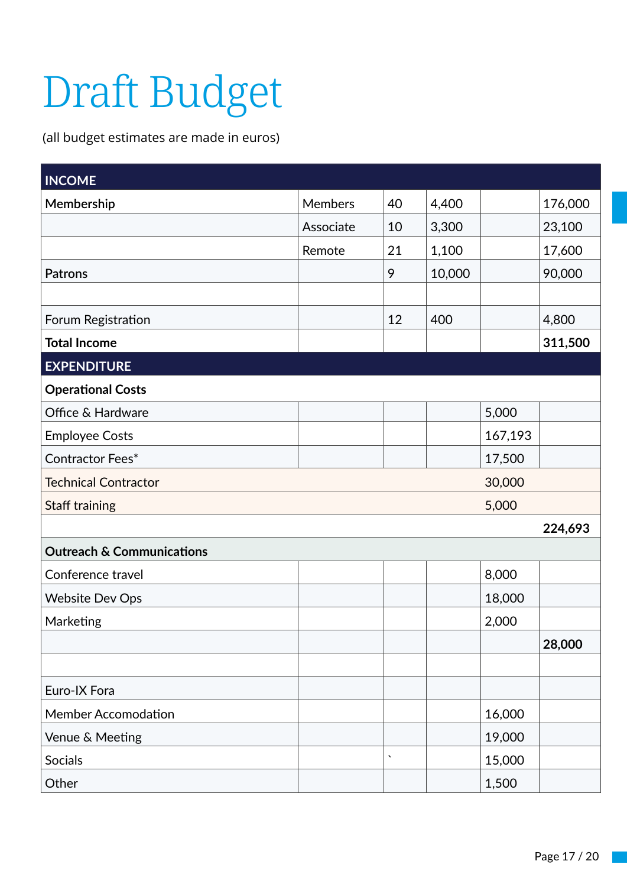# Draft Budget

(all budget estimates are made in euros)

| INCOME | | | | | |
|---|---|---|---|---|---|
| **Membership** | Members | 40 | 4,400 | | 176,000 |
| | Associate | 10 | 3,300 | | 23,100 |
| | Remote | 21 | 1,100 | | 17,600 |
| **Patrons** | | 9 | 10,000 | | 90,000 |
| | | | | | |
| Forum Registration | | 12 | 400 | | 4,800 |
| **Total Income** | | | | | **311,500** |
| **EXPENDITURE** | | | | | |
| **Operational Costs** | | | | | |
| Office & Hardware | | | | 5,000 | |
| Employee Costs | | | | 167,193 | |
| Contractor Fees* | | | | 17,500 | |
| Technical Contractor | | | | 30,000 | |
| Staff training | | | | 5,000 | |
| | | | | | **224,693** |
| **Outreach & Communications** | | | | | |
| Conference travel | | | | 8,000 | |
| Website Dev Ops | | | | 18,000 | |
| Marketing | | | | 2,000 | |
| | | | | | **28,000** |
| | | | | | |
| Euro-IX Fora | | | | | |
| Member Accomodation | | | | 16,000 | |
| Venue & Meeting | | | | 19,000 | |
| Socials | | ` | | 15,000 | |
| Other | | | | 1,500 | |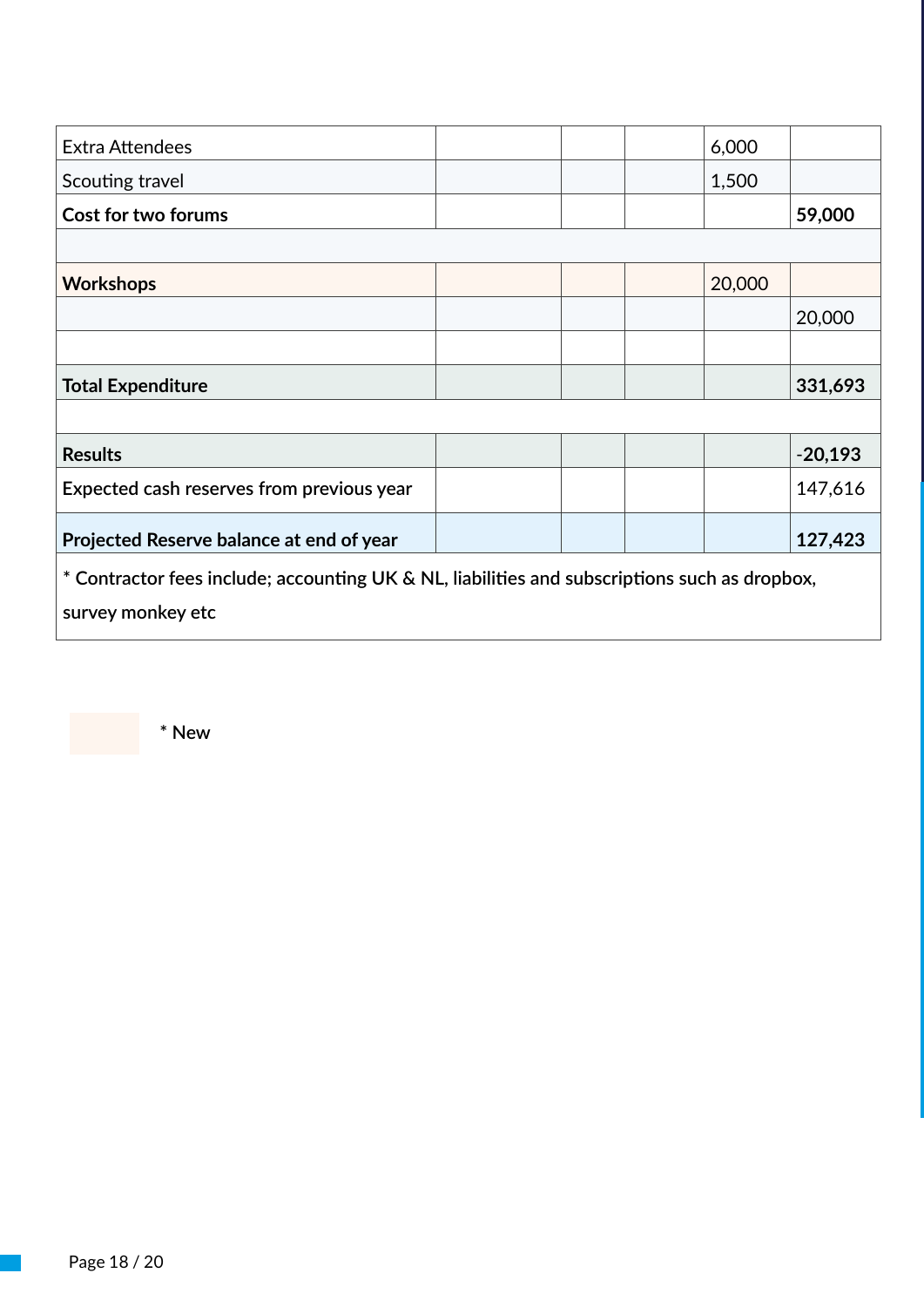| | | | | | |
|---|---|---|---|---|---|
| Extra Attendees | | | | 6,000 | |
| Scouting travel | | | | 1,500 | |
| **Cost for two forums** | | | | | **59,000** |
| | | | | | |
| **Workshops** | | | | 20,000 | |
| | | | | | 20,000 |
| | | | | | |
| **Total Expenditure** | | | | | **331,693** |
| | | | | | |
| **Results** | | | | | -**20,193** |
| Expected cash reserves from previous year | | | | | 147,616 |
| **Projected Reserve balance at end of year** | | | | | **127,423** |
| * Contractor fees include; accounting UK & NL, liabilities and subscriptions such as dropbox, survey monkey etc | | | | | |

* New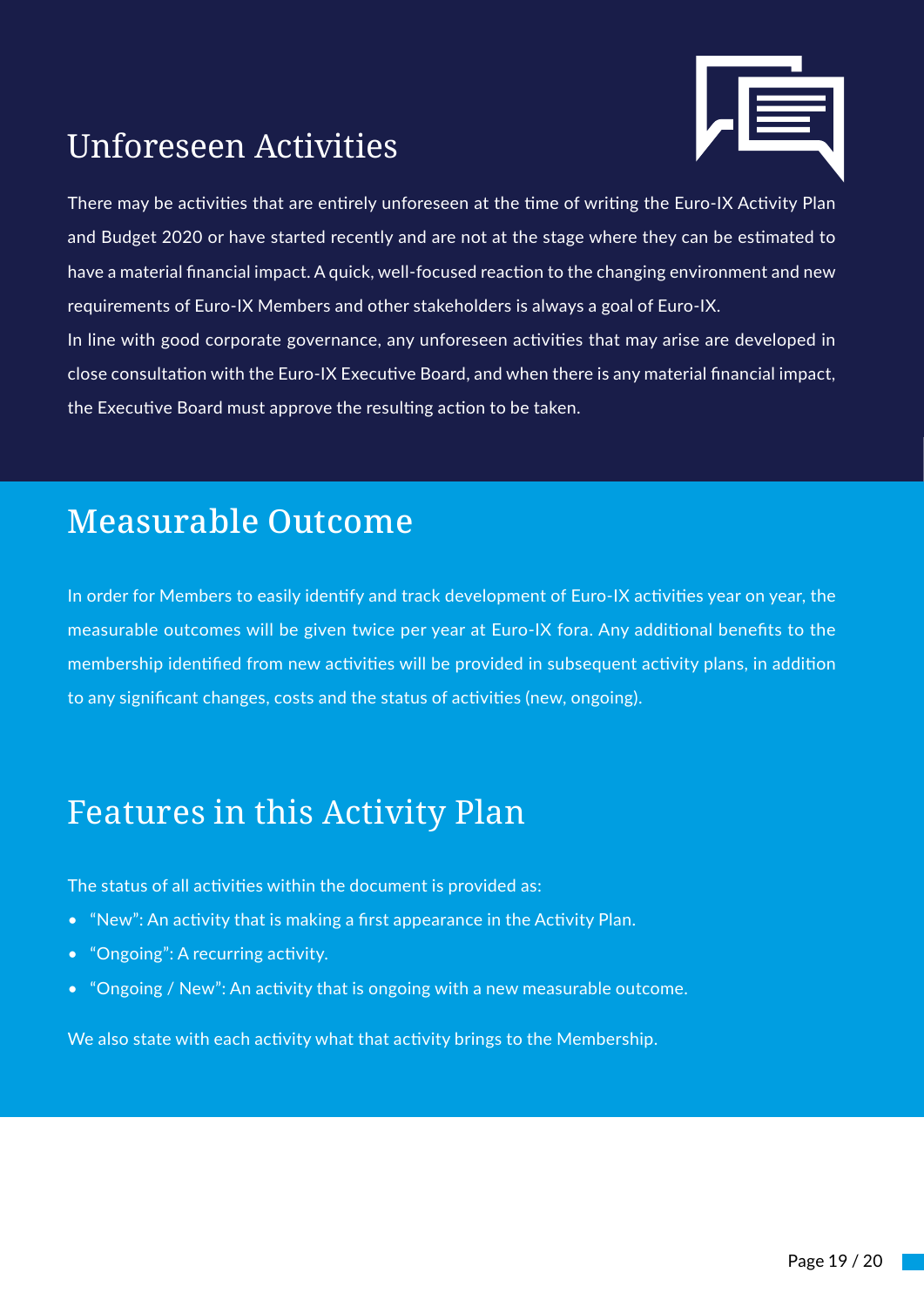## Unforeseen Activities

There may be activities that are entirely unforeseen at the time of writing the Euro-IX Activity Plan and Budget 2020 or have started recently and are not at the stage where they can be estimated to have a material financial impact. A quick, well-focused reaction to the changing environment and new requirements of Euro-IX Members and other stakeholders is always a goal of Euro-IX.

In line with good corporate governance, any unforeseen activities that may arise are developed in close consultation with the Euro-IX Executive Board, and when there is any material financial impact, the Executive Board must approve the resulting action to be taken.

## Measurable Outcome

In order for Members to easily identify and track development of Euro-IX activities year on year, the measurable outcomes will be given twice per year at Euro-IX fora. Any additional benefits to the membership identified from new activities will be provided in subsequent activity plans, in addition to any significant changes, costs and the status of activities (new, ongoing).

## Features in this Activity Plan

The status of all activities within the document is provided as:

- "New": An activity that is making a first appearance in the Activity Plan.
- "Ongoing": A recurring activity.
- "Ongoing / New": An activity that is ongoing with a new measurable outcome.

We also state with each activity what that activity brings to the Membership.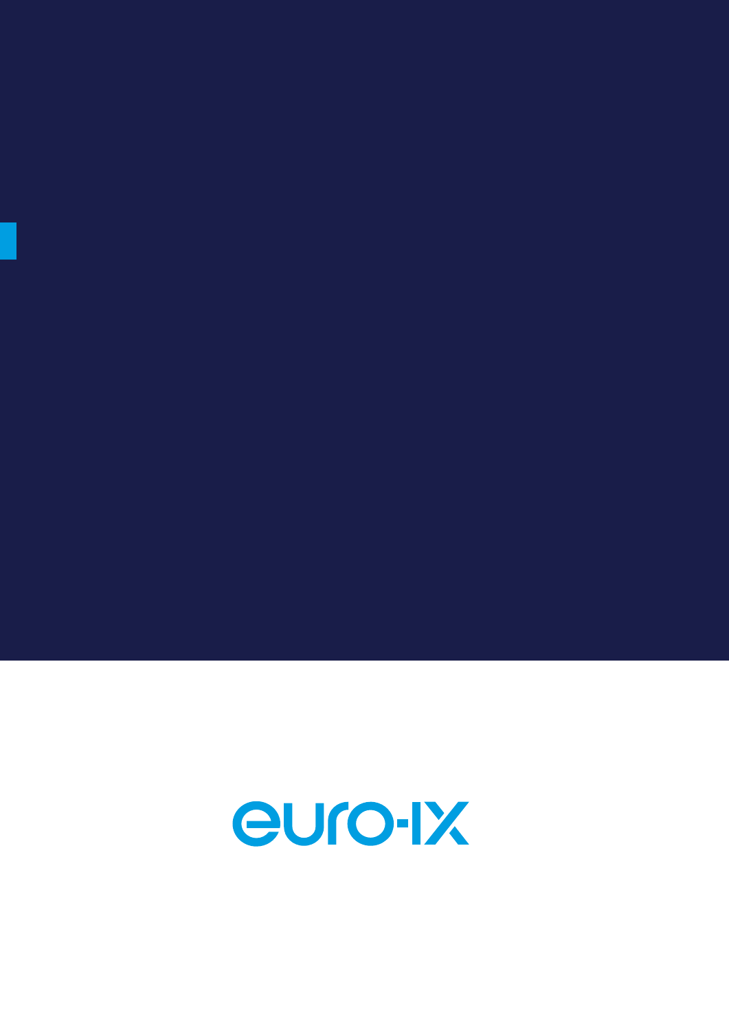euro-IX